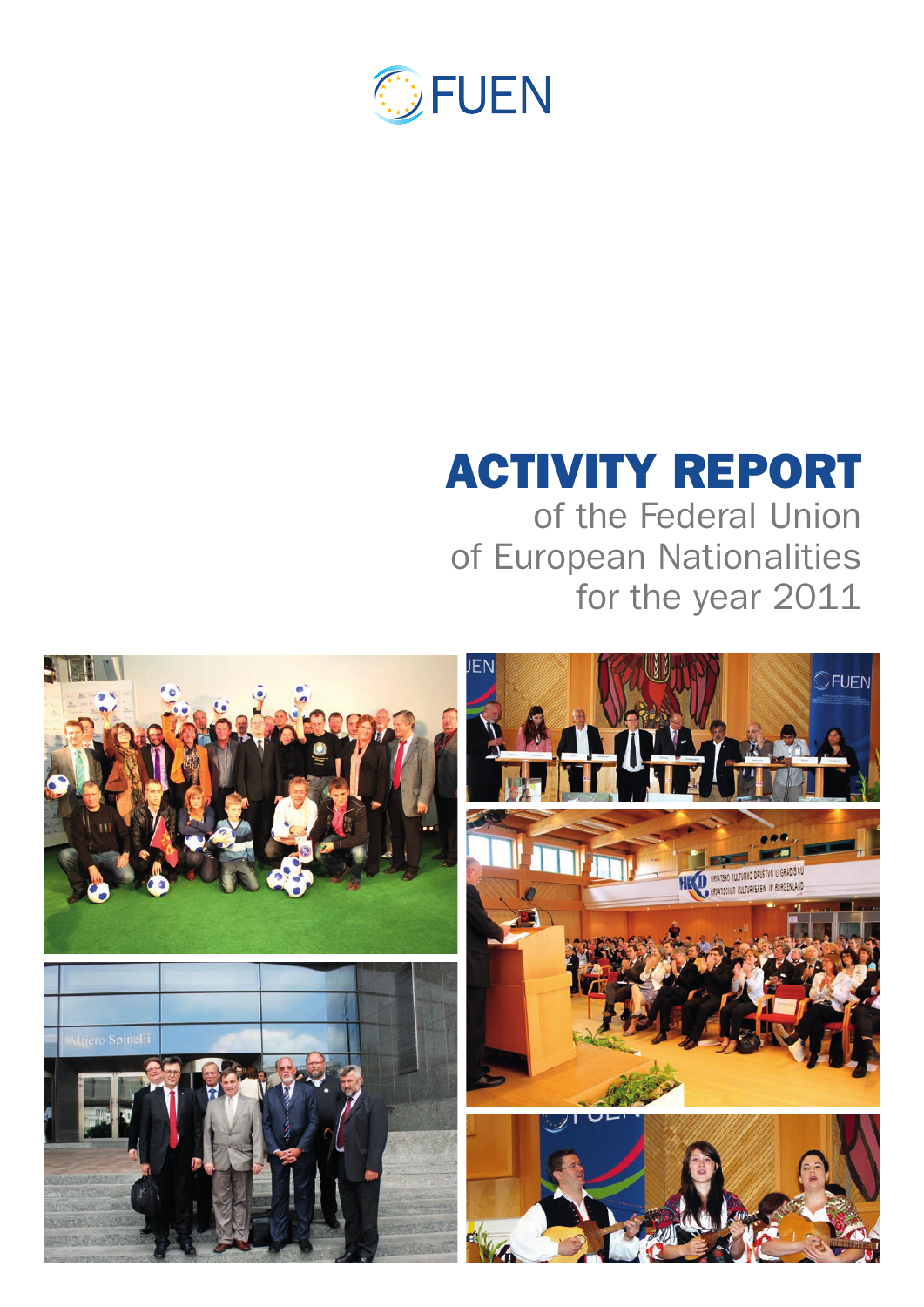FUEN

# ACTIVITY REPORT

of the Federal Union of European Nationalities for the year 2011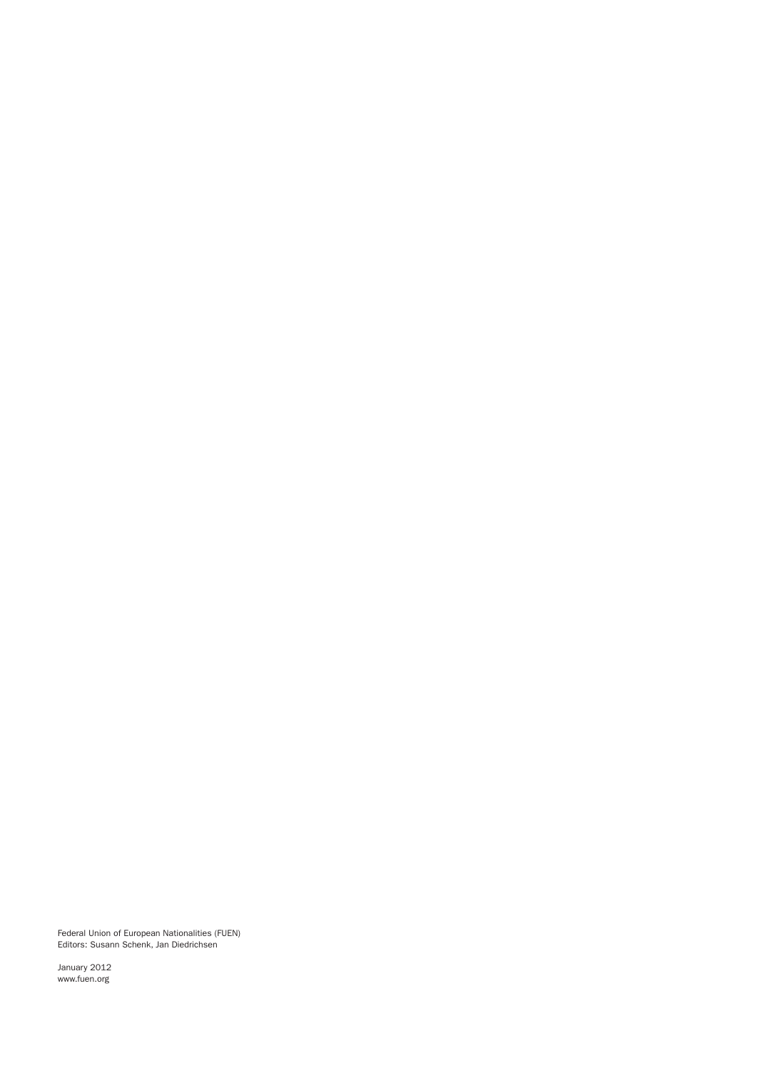Federal Union of European Nationalities (FUEN)
Editors: Susann Schenk, Jan Diedrichsen

January 2012
www.fuen.org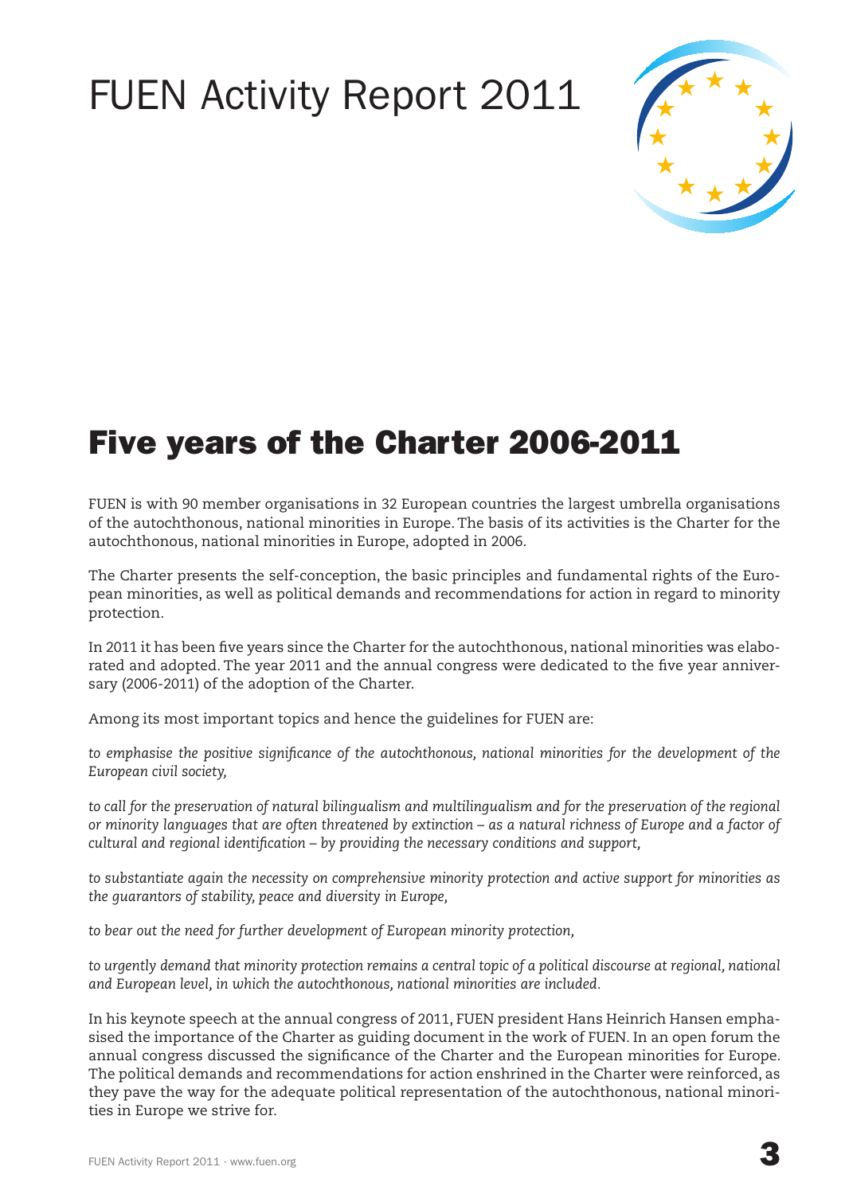# FUEN Activity Report 2011

## Five years of the Charter 2006-2011

FUEN is with 90 member organisations in 32 European countries the largest umbrella organisations of the autochthonous, national minorities in Europe. The basis of its activities is the Charter for the autochthonous, national minorities in Europe, adopted in 2006.

The Charter presents the self-conception, the basic principles and fundamental rights of the European minorities, as well as political demands and recommendations for action in regard to minority protection.

In 2011 it has been five years since the Charter for the autochthonous, national minorities was elaborated and adopted. The year 2011 and the annual congress were dedicated to the five year anniversary (2006-2011) of the adoption of the Charter.

Among its most important topics and hence the guidelines for FUEN are:

*to emphasise the positive significance of the autochthonous, national minorities for the development of the European civil society,*

*to call for the preservation of natural bilingualism and multilingualism and for the preservation of the regional or minority languages that are often threatened by extinction – as a natural richness of Europe and a factor of cultural and regional identification – by providing the necessary conditions and support,*

*to substantiate again the necessity on comprehensive minority protection and active support for minorities as the guarantors of stability, peace and diversity in Europe,*

*to bear out the need for further development of European minority protection,*

*to urgently demand that minority protection remains a central topic of a political discourse at regional, national and European level, in which the autochthonous, national minorities are included.*

In his keynote speech at the annual congress of 2011, FUEN president Hans Heinrich Hansen emphasised the importance of the Charter as guiding document in the work of FUEN. In an open forum the annual congress discussed the significance of the Charter and the European minorities for Europe. The political demands and recommendations for action enshrined in the Charter were reinforced, as they pave the way for the adequate political representation of the autochthonous, national minorities in Europe we strive for.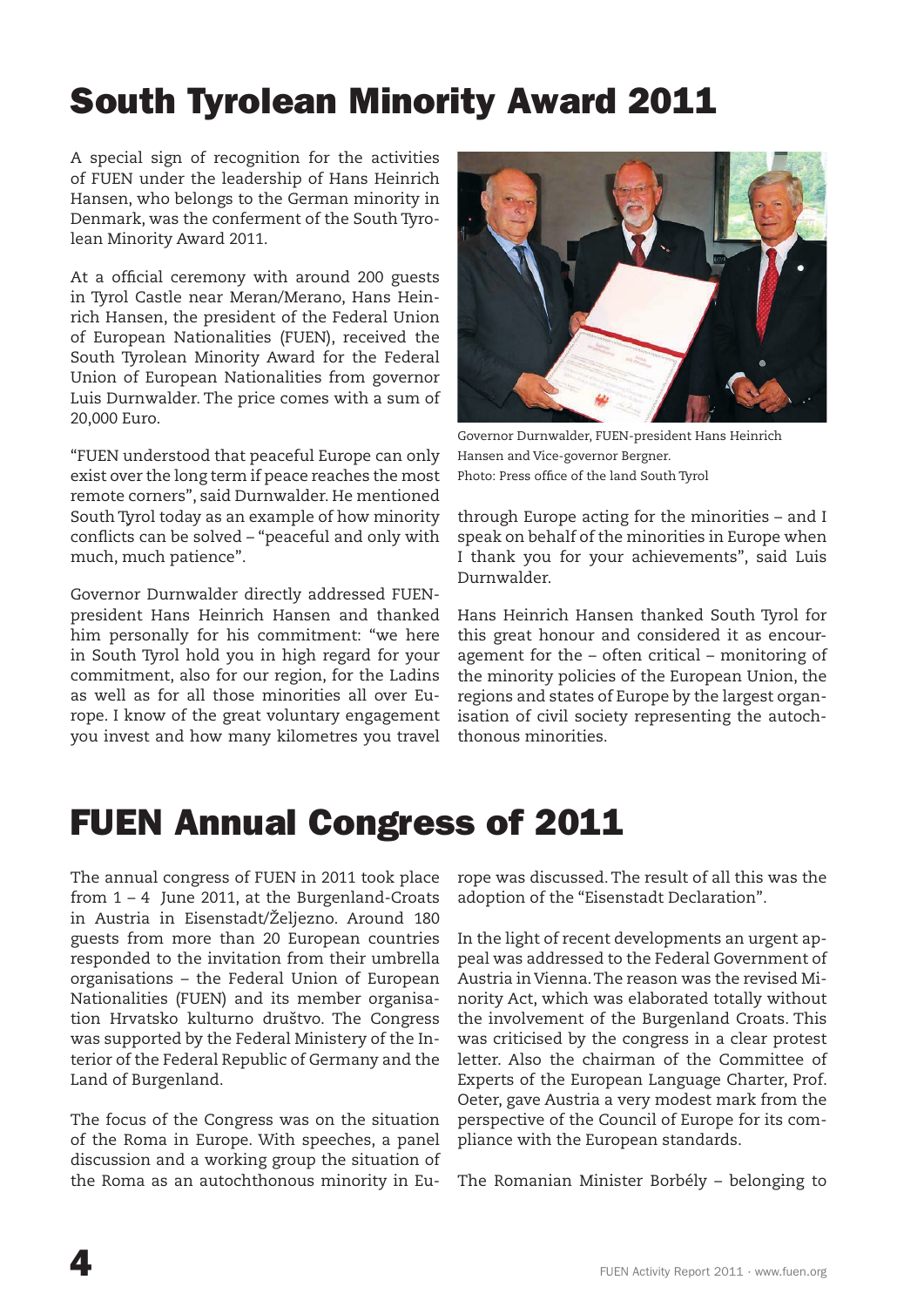# South Tyrolean Minority Award 2011

A special sign of recognition for the activities of FUEN under the leadership of Hans Heinrich Hansen, who belongs to the German minority in Denmark, was the conferment of the South Tyrolean Minority Award 2011.

At a official ceremony with around 200 guests in Tyrol Castle near Meran/Merano, Hans Heinrich Hansen, the president of the Federal Union of European Nationalities (FUEN), received the South Tyrolean Minority Award for the Federal Union of European Nationalities from governor Luis Durnwalder. The price comes with a sum of 20,000 Euro.

"FUEN understood that peaceful Europe can only exist over the long term if peace reaches the most remote corners", said Durnwalder. He mentioned South Tyrol today as an example of how minority conflicts can be solved – "peaceful and only with much, much patience".

Governor Durnwalder directly addressed FUEN-president Hans Heinrich Hansen and thanked him personally for his commitment: "we here in South Tyrol hold you in high regard for your commitment, also for our region, for the Ladins as well as for all those minorities all over Europe. I know of the great voluntary engagement you invest and how many kilometres you travel through Europe acting for the minorities – and I speak on behalf of the minorities in Europe when I thank you for your achievements", said Luis Durnwalder.

Governor Durnwalder, FUEN-president Hans Heinrich Hansen and Vice-governor Bergner.
Photo: Press office of the land South Tyrol

Hans Heinrich Hansen thanked South Tyrol for this great honour and considered it as encouragement for the – often critical – monitoring of the minority policies of the European Union, the regions and states of Europe by the largest organisation of civil society representing the autochthonous minorities.

# FUEN Annual Congress of 2011

The annual congress of FUEN in 2011 took place from 1 – 4 June 2011, at the Burgenland-Croats in Austria in Eisenstadt/Željezno. Around 180 guests from more than 20 European countries responded to the invitation from their umbrella organisations – the Federal Union of European Nationalities (FUEN) and its member organisation Hrvatsko kulturno društvo. The Congress was supported by the Federal Ministery of the Interior of the Federal Republic of Germany and the Land of Burgenland.

The focus of the Congress was on the situation of the Roma in Europe. With speeches, a panel discussion and a working group the situation of the Roma as an autochthonous minority in Europe was discussed. The result of all this was the adoption of the "Eisenstadt Declaration".

In the light of recent developments an urgent appeal was addressed to the Federal Government of Austria in Vienna. The reason was the revised Minority Act, which was elaborated totally without the involvement of the Burgenland Croats. This was criticised by the congress in a clear protest letter. Also the chairman of the Committee of Experts of the European Language Charter, Prof. Oeter, gave Austria a very modest mark from the perspective of the Council of Europe for its compliance with the European standards.

The Romanian Minister Borbély – belonging to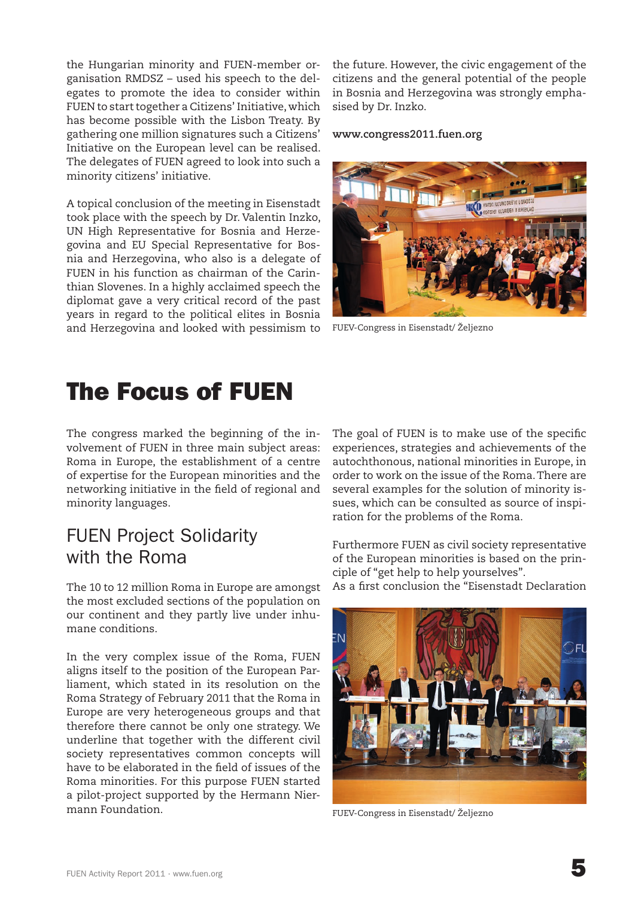the Hungarian minority and FUEN-member organisation RMDSZ – used his speech to the delegates to promote the idea to consider within FUEN to start together a Citizens' Initiative, which has become possible with the Lisbon Treaty. By gathering one million signatures such a Citizens' Initiative on the European level can be realised. The delegates of FUEN agreed to look into such a minority citizens' initiative.

A topical conclusion of the meeting in Eisenstadt took place with the speech by Dr. Valentin Inzko, UN High Representative for Bosnia and Herzegovina and EU Special Representative for Bosnia and Herzegovina, who also is a delegate of FUEN in his function as chairman of the Carinthian Slovenes. In a highly acclaimed speech the diplomat gave a very critical record of the past years in regard to the political elites in Bosnia and Herzegovina and looked with pessimism to the future. However, the civic engagement of the citizens and the general potential of the people in Bosnia and Herzegovina was strongly emphasised by Dr. Inzko.

**www.congress2011.fuen.org**

FUEV-Congress in Eisenstadt/ Željezno

# The Focus of FUEN

The congress marked the beginning of the involvement of FUEN in three main subject areas: Roma in Europe, the establishment of a centre of expertise for the European minorities and the networking initiative in the field of regional and minority languages.

## FUEN Project Solidarity with the Roma

The 10 to 12 million Roma in Europe are amongst the most excluded sections of the population on our continent and they partly live under inhumane conditions.

In the very complex issue of the Roma, FUEN aligns itself to the position of the European Parliament, which stated in its resolution on the Roma Strategy of February 2011 that the Roma in Europe are very heterogeneous groups and that therefore there cannot be only one strategy. We underline that together with the different civil society representatives common concepts will have to be elaborated in the field of issues of the Roma minorities. For this purpose FUEN started a pilot-project supported by the Hermann Niermann Foundation.

The goal of FUEN is to make use of the specific experiences, strategies and achievements of the autochthonous, national minorities in Europe, in order to work on the issue of the Roma. There are several examples for the solution of minority issues, which can be consulted as source of inspiration for the problems of the Roma.

Furthermore FUEN as civil society representative of the European minorities is based on the principle of "get help to help yourselves".
As a first conclusion the "Eisenstadt Declaration

FUEV-Congress in Eisenstadt/ Željezno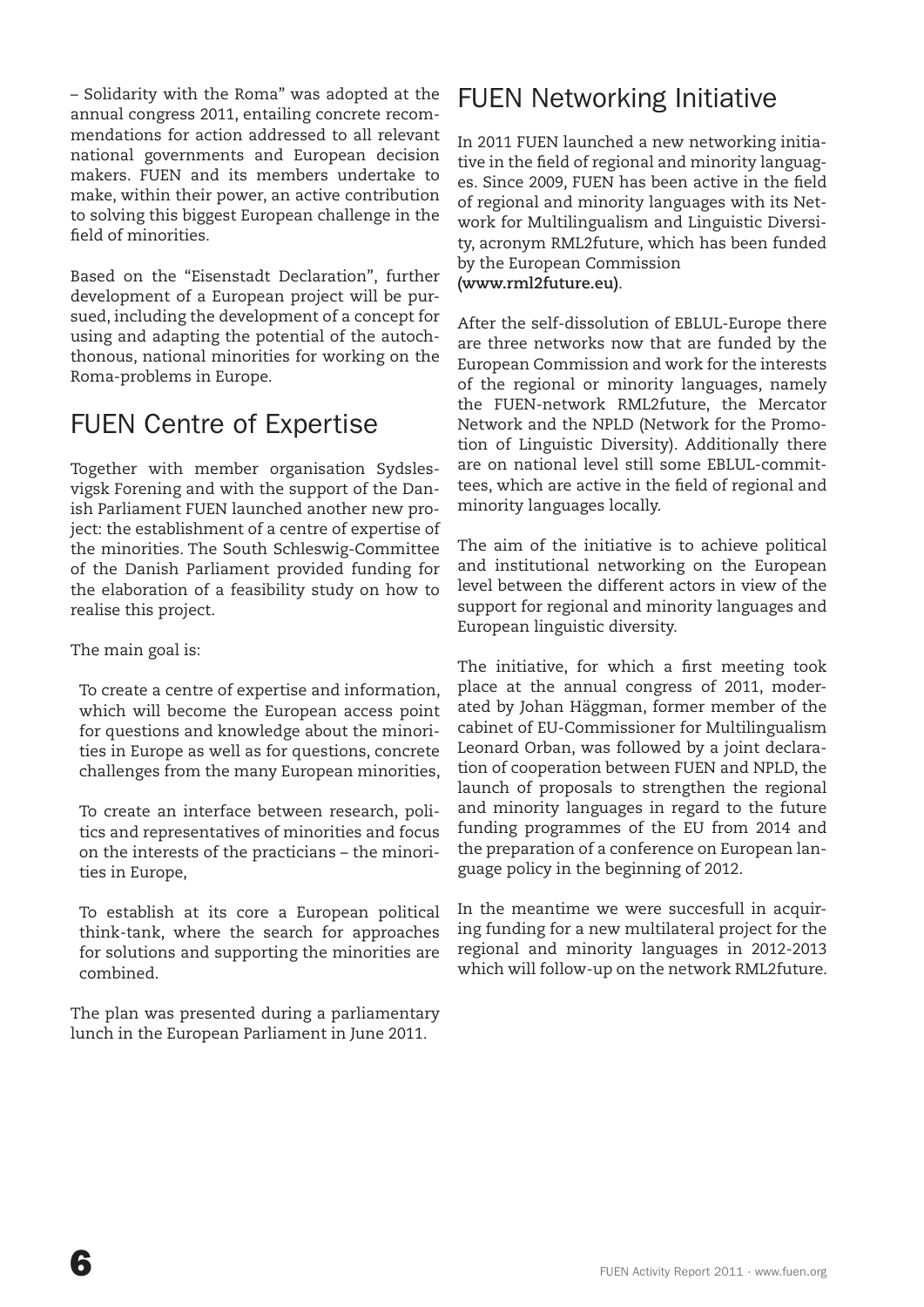– Solidarity with the Roma" was adopted at the annual congress 2011, entailing concrete recommendations for action addressed to all relevant national governments and European decision makers. FUEN and its members undertake to make, within their power, an active contribution to solving this biggest European challenge in the field of minorities.

Based on the "Eisenstadt Declaration", further development of a European project will be pursued, including the development of a concept for using and adapting the potential of the autochthonous, national minorities for working on the Roma-problems in Europe.

## FUEN Centre of Expertise

Together with member organisation Sydslesvigsk Forening and with the support of the Danish Parliament FUEN launched another new project: the establishment of a centre of expertise of the minorities. The South Schleswig-Committee of the Danish Parliament provided funding for the elaboration of a feasibility study on how to realise this project.

The main goal is:

To create a centre of expertise and information, which will become the European access point for questions and knowledge about the minorities in Europe as well as for questions, concrete challenges from the many European minorities,

To create an interface between research, politics and representatives of minorities and focus on the interests of the practicians – the minorities in Europe,

To establish at its core a European political think-tank, where the search for approaches for solutions and supporting the minorities are combined.

The plan was presented during a parliamentary lunch in the European Parliament in June 2011.

## FUEN Networking Initiative

In 2011 FUEN launched a new networking initiative in the field of regional and minority languages. Since 2009, FUEN has been active in the field of regional and minority languages with its Network for Multilingualism and Linguistic Diversity, acronym RML2future, which has been funded by the European Commission **(www.rml2future.eu)**.

After the self-dissolution of EBLUL-Europe there are three networks now that are funded by the European Commission and work for the interests of the regional or minority languages, namely the FUEN-network RML2future, the Mercator Network and the NPLD (Network for the Promotion of Linguistic Diversity). Additionally there are on national level still some EBLUL-committees, which are active in the field of regional and minority languages locally.

The aim of the initiative is to achieve political and institutional networking on the European level between the different actors in view of the support for regional and minority languages and European linguistic diversity.

The initiative, for which a first meeting took place at the annual congress of 2011, moderated by Johan Häggman, former member of the cabinet of EU-Commissioner for Multilingualism Leonard Orban, was followed by a joint declaration of cooperation between FUEN and NPLD, the launch of proposals to strengthen the regional and minority languages in regard to the future funding programmes of the EU from 2014 and the preparation of a conference on European language policy in the beginning of 2012.

In the meantime we were succesfull in acquiring funding for a new multilateral project for the regional and minority languages in 2012-2013 which will follow-up on the network RML2future.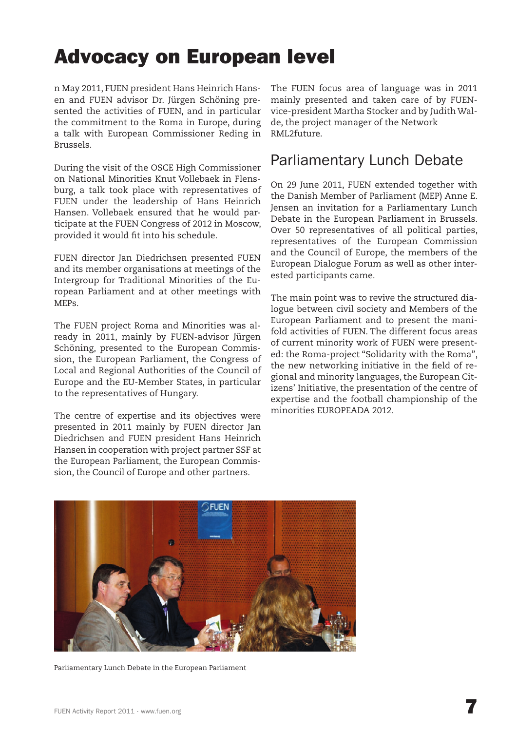# Advocacy on European level

n May 2011, FUEN president Hans Heinrich Hansen and FUEN advisor Dr. Jürgen Schöning presented the activities of FUEN, and in particular the commitment to the Roma in Europe, during a talk with European Commissioner Reding in Brussels.

During the visit of the OSCE High Commissioner on National Minorities Knut Vollebaek in Flensburg, a talk took place with representatives of FUEN under the leadership of Hans Heinrich Hansen. Vollebaek ensured that he would participate at the FUEN Congress of 2012 in Moscow, provided it would fit into his schedule.

FUEN director Jan Diedrichsen presented FUEN and its member organisations at meetings of the Intergroup for Traditional Minorities of the European Parliament and at other meetings with MEPs.

The FUEN project Roma and Minorities was already in 2011, mainly by FUEN-advisor Jürgen Schöning, presented to the European Commission, the European Parliament, the Congress of Local and Regional Authorities of the Council of Europe and the EU-Member States, in particular to the representatives of Hungary.

The centre of expertise and its objectives were presented in 2011 mainly by FUEN director Jan Diedrichsen and FUEN president Hans Heinrich Hansen in cooperation with project partner SSF at the European Parliament, the European Commission, the Council of Europe and other partners.

The FUEN focus area of language was in 2011 mainly presented and taken care of by FUEN-vice-president Martha Stocker and by Judith Walde, the project manager of the Network RML2future.

## Parliamentary Lunch Debate

On 29 June 2011, FUEN extended together with the Danish Member of Parliament (MEP) Anne E. Jensen an invitation for a Parliamentary Lunch Debate in the European Parliament in Brussels. Over 50 representatives of all political parties, representatives of the European Commission and the Council of Europe, the members of the European Dialogue Forum as well as other interested participants came.

The main point was to revive the structured dialogue between civil society and Members of the European Parliament and to present the manifold activities of FUEN. The different focus areas of current minority work of FUEN were presented: the Roma-project "Solidarity with the Roma", the new networking initiative in the field of regional and minority languages, the European Citizens' Initiative, the presentation of the centre of expertise and the football championship of the minorities EUROPEADA 2012.

Parliamentary Lunch Debate in the European Parliament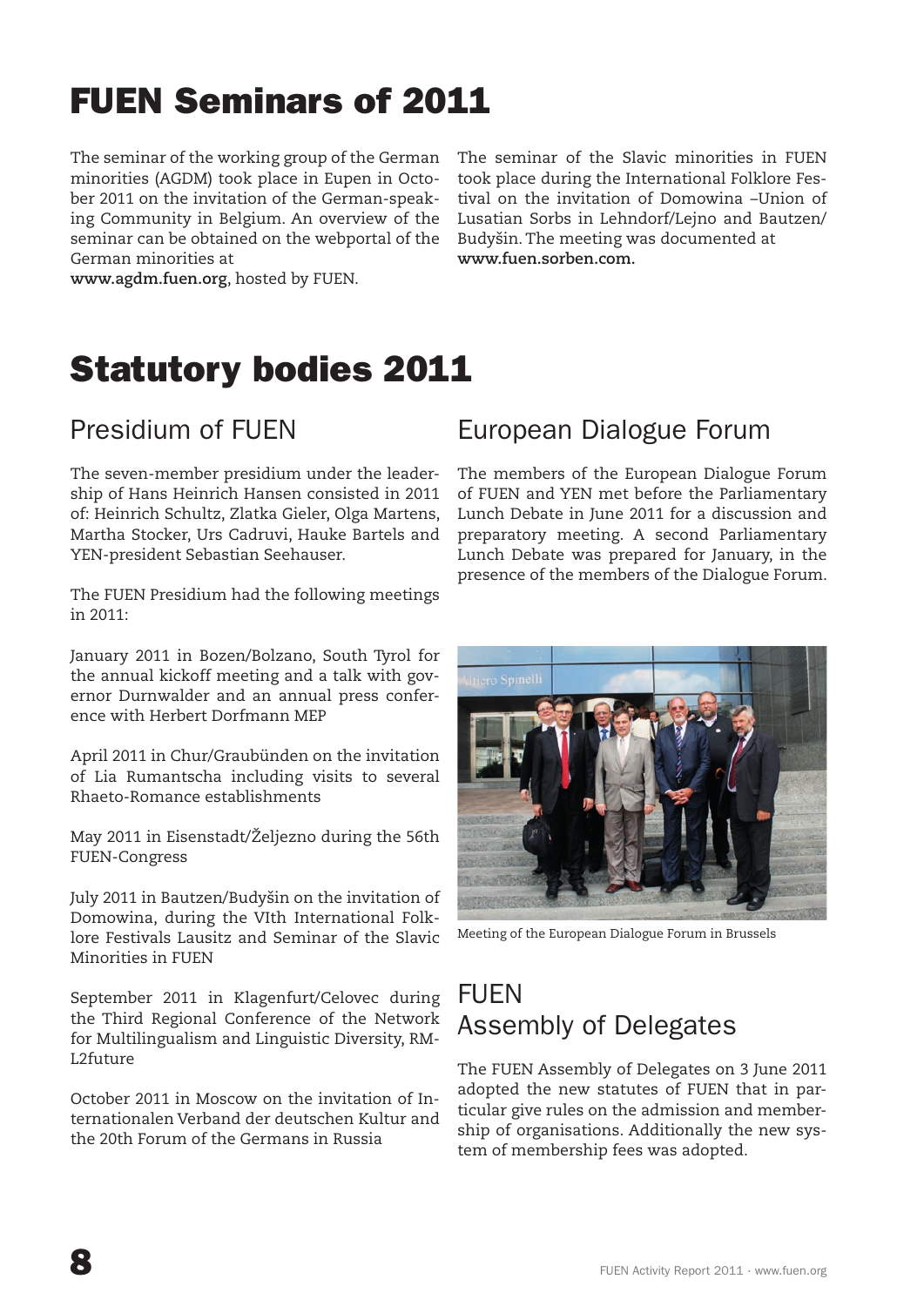# FUEN Seminars of 2011

The seminar of the working group of the German minorities (AGDM) took place in Eupen in October 2011 on the invitation of the German-speaking Community in Belgium. An overview of the seminar can be obtained on the webportal of the German minorities at **www.agdm.fuen.org**, hosted by FUEN.

The seminar of the Slavic minorities in FUEN took place during the International Folklore Festival on the invitation of Domowina –Union of Lusatian Sorbs in Lehndorf/Lejno and Bautzen/Budyšin. The meeting was documented at **www.fuen.sorben.com.**

# Statutory bodies 2011

## Presidium of FUEN

The seven-member presidium under the leadership of Hans Heinrich Hansen consisted in 2011 of: Heinrich Schultz, Zlatka Gieler, Olga Martens, Martha Stocker, Urs Cadruvi, Hauke Bartels and YEN-president Sebastian Seehauser.

The FUEN Presidium had the following meetings in 2011:

January 2011 in Bozen/Bolzano, South Tyrol for the annual kickoff meeting and a talk with governor Durnwalder and an annual press conference with Herbert Dorfmann MEP

April 2011 in Chur/Graubünden on the invitation of Lia Rumantscha including visits to several Rhaeto-Romance establishments

May 2011 in Eisenstadt/Željezno during the 56th FUEN-Congress

July 2011 in Bautzen/Budyšin on the invitation of Domowina, during the VIth International Folklore Festivals Lausitz and Seminar of the Slavic Minorities in FUEN

September 2011 in Klagenfurt/Celovec during the Third Regional Conference of the Network for Multilingualism and Linguistic Diversity, RML2future

October 2011 in Moscow on the invitation of Internationalen Verband der deutschen Kultur and the 20th Forum of the Germans in Russia

## European Dialogue Forum

The members of the European Dialogue Forum of FUEN and YEN met before the Parliamentary Lunch Debate in June 2011 for a discussion and preparatory meeting. A second Parliamentary Lunch Debate was prepared for January, in the presence of the members of the Dialogue Forum.

Meeting of the European Dialogue Forum in Brussels

## FUEN Assembly of Delegates

The FUEN Assembly of Delegates on 3 June 2011 adopted the new statutes of FUEN that in particular give rules on the admission and membership of organisations. Additionally the new system of membership fees was adopted.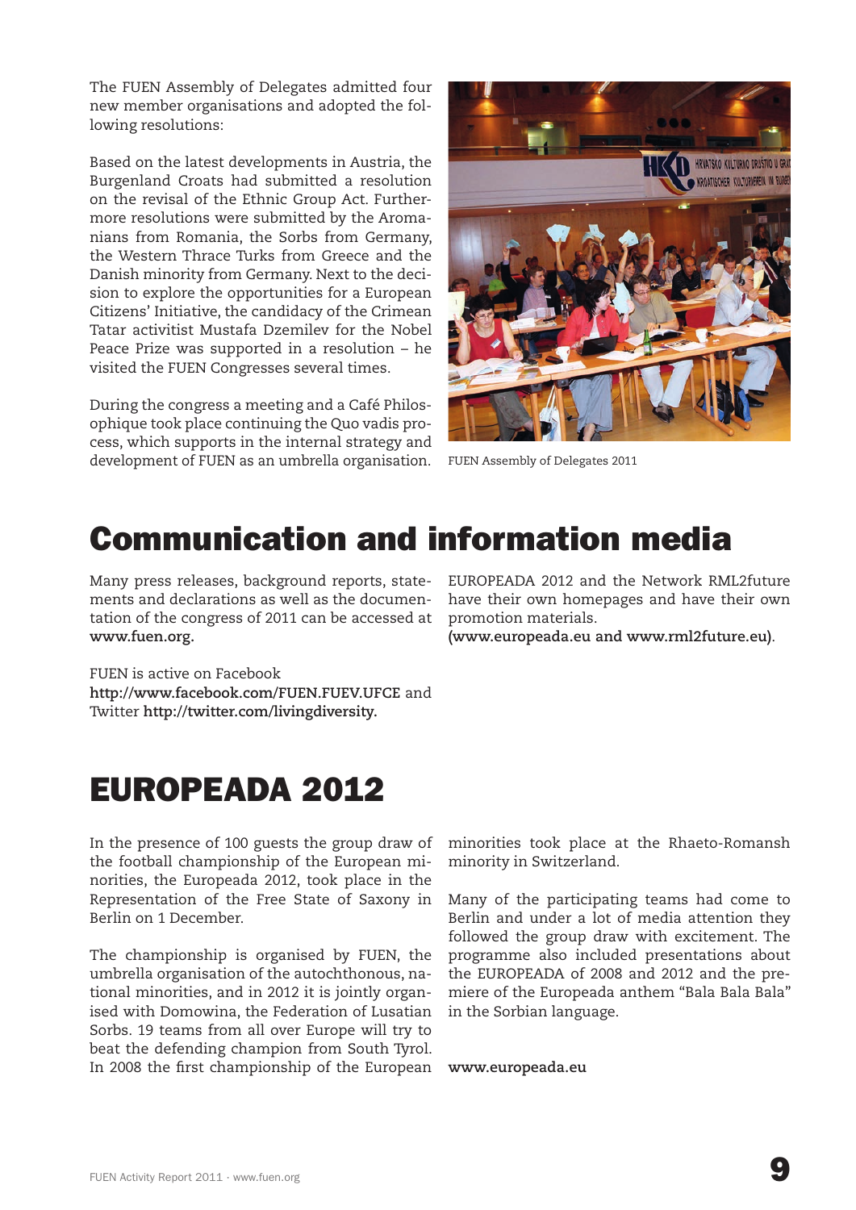The FUEN Assembly of Delegates admitted four new member organisations and adopted the following resolutions:

Based on the latest developments in Austria, the Burgenland Croats had submitted a resolution on the revisal of the Ethnic Group Act. Furthermore resolutions were submitted by the Aromanians from Romania, the Sorbs from Germany, the Western Thrace Turks from Greece and the Danish minority from Germany. Next to the decision to explore the opportunities for a European Citizens' Initiative, the candidacy of the Crimean Tatar activitist Mustafa Dzemilev for the Nobel Peace Prize was supported in a resolution – he visited the FUEN Congresses several times.

During the congress a meeting and a Café Philosophique took place continuing the Quo vadis process, which supports in the internal strategy and development of FUEN as an umbrella organisation.

FUEN Assembly of Delegates 2011

# Communication and information media

Many press releases, background reports, statements and declarations as well as the documentation of the congress of 2011 can be accessed at **www.fuen.org.**

FUEN is active on Facebook **http://www.facebook.com/FUEN.FUEV.UFCE** and Twitter **http://twitter.com/livingdiversity.**

EUROPEADA 2012 and the Network RML2future have their own homepages and have their own promotion materials.
**(www.europeada.eu and www.rml2future.eu)**.

# EUROPEADA 2012

In the presence of 100 guests the group draw of the football championship of the European minorities, the Europeada 2012, took place in the Representation of the Free State of Saxony in Berlin on 1 December.

The championship is organised by FUEN, the umbrella organisation of the autochthonous, national minorities, and in 2012 it is jointly organised with Domowina, the Federation of Lusatian Sorbs. 19 teams from all over Europe will try to beat the defending champion from South Tyrol. In 2008 the first championship of the European minorities took place at the Rhaeto-Romansh minority in Switzerland.

Many of the participating teams had come to Berlin and under a lot of media attention they followed the group draw with excitement. The programme also included presentations about the EUROPEADA of 2008 and 2012 and the premiere of the Europeada anthem "Bala Bala Bala" in the Sorbian language.

**www.europeada.eu**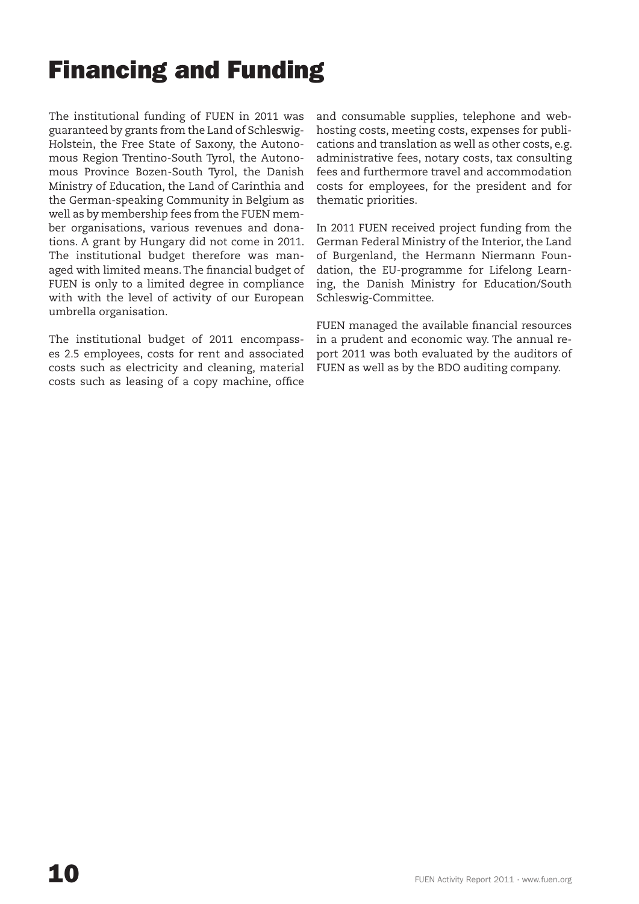# Financing and Funding

The institutional funding of FUEN in 2011 was guaranteed by grants from the Land of Schleswig-Holstein, the Free State of Saxony, the Autonomous Region Trentino-South Tyrol, the Autonomous Province Bozen-South Tyrol, the Danish Ministry of Education, the Land of Carinthia and the German-speaking Community in Belgium as well as by membership fees from the FUEN member organisations, various revenues and donations. A grant by Hungary did not come in 2011. The institutional budget therefore was managed with limited means. The financial budget of FUEN is only to a limited degree in compliance with with the level of activity of our European umbrella organisation.

The institutional budget of 2011 encompasses 2.5 employees, costs for rent and associated costs such as electricity and cleaning, material costs such as leasing of a copy machine, office and consumable supplies, telephone and web-hosting costs, meeting costs, expenses for publications and translation as well as other costs, e.g. administrative fees, notary costs, tax consulting fees and furthermore travel and accommodation costs for employees, for the president and for thematic priorities.

In 2011 FUEN received project funding from the German Federal Ministry of the Interior, the Land of Burgenland, the Hermann Niermann Foundation, the EU-programme for Lifelong Learning, the Danish Ministry for Education/South Schleswig-Committee.

FUEN managed the available financial resources in a prudent and economic way. The annual report 2011 was both evaluated by the auditors of FUEN as well as by the BDO auditing company.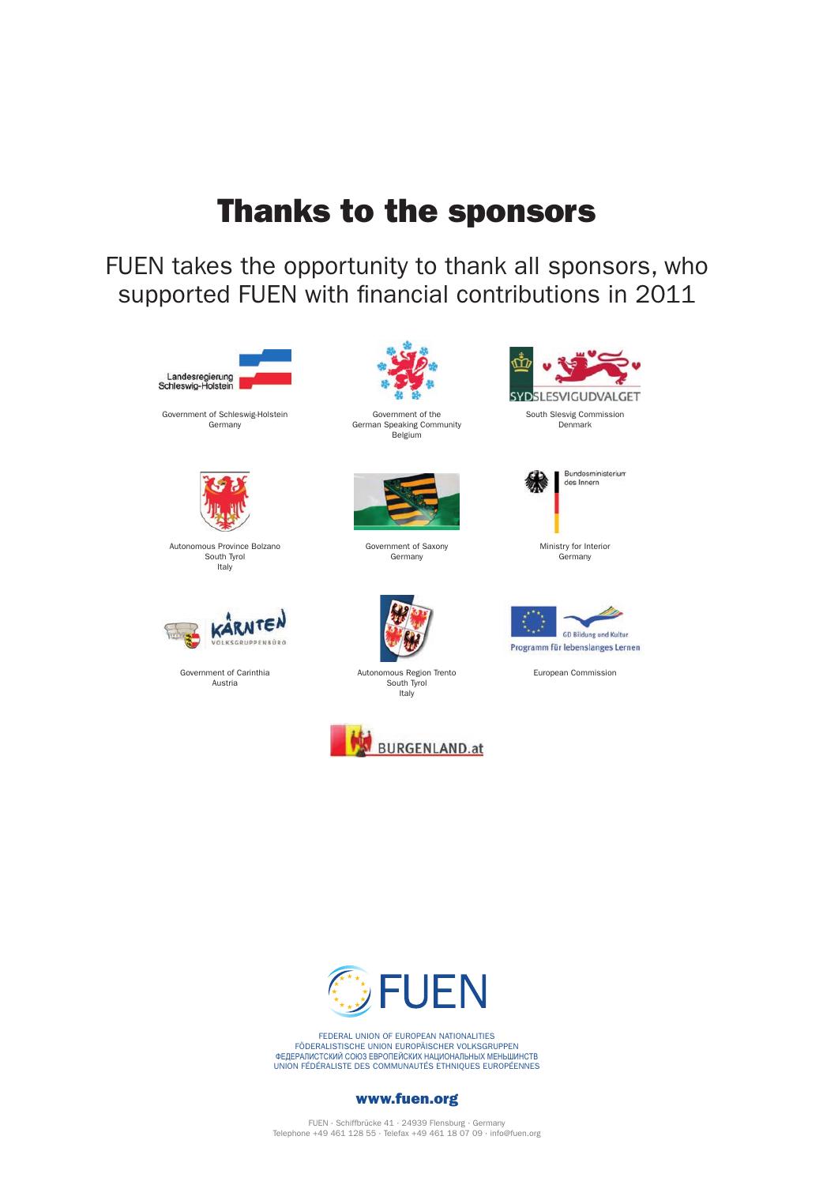# Thanks to the sponsors

FUEN takes the opportunity to thank all sponsors, who supported FUEN with financial contributions in 2011

Government of Schleswig-Holstein
Germany

Government of the
German Speaking Community
Belgium

South Slesvig Commission
Denmark

Autonomous Province Bolzano
South Tyrol
Italy

Government of Saxony
Germany

Ministry for Interior
Germany

Government of Carinthia
Austria

Autonomous Region Trento
South Tyrol
Italy

European Commission

BURGENLAND.at

FEDERAL UNION OF EUROPEAN NATIONALITIES
FÖDERALISTISCHE UNION EUROPÄISCHER VOLKSGRUPPEN
ФЕДЕРАЛИСТСКИЙ СОЮЗ ЕВРОПЕЙСКИХ НАЦИОНАЛЬНЫХ МЕНЬШИНСТВ
UNION FÉDÉRALISTE DES COMMUNAUTÉS ETHNIQUES EUROPÉENNES

**www.fuen.org**

FUEN · Schiffbrücke 41 · 24939 Flensburg · Germany
Telephone +49 461 128 55 · Telefax +49 461 18 07 09 · info@fuen.org